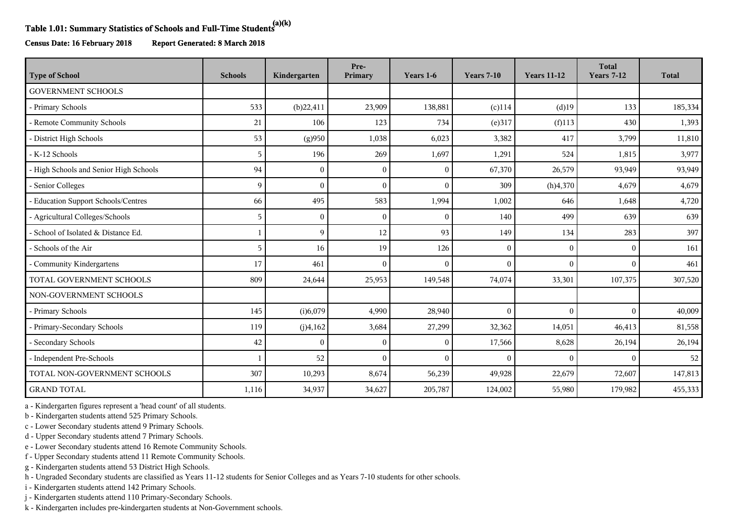# Table 1.01: Summary Statistics of Schools and Full-Time Students[(a)(k)]

**Census Date: 16 February 2018 Report Generated: 8 March 2018**

| Type of School | Schools | Kindergarten | Pre-Primary | Years 1-6 | Years 7-10 | Years 11-12 | Total Years 7-12 | Total |
|---|---|---|---|---|---|---|---|---|
| GOVERNMENT SCHOOLS | | | | | | | | |
| - Primary Schools | 533 | (b)22,411 | 23,909 | 138,881 | (c)114 | (d)19 | 133 | 185,334 |
| - Remote Community Schools | 21 | 106 | 123 | 734 | (e)317 | (f)113 | 430 | 1,393 |
| - District High Schools | 53 | (g)950 | 1,038 | 6,023 | 3,382 | 417 | 3,799 | 11,810 |
| - K-12 Schools | 5 | 196 | 269 | 1,697 | 1,291 | 524 | 1,815 | 3,977 |
| - High Schools and Senior High Schools | 94 | 0 | 0 | 0 | 67,370 | 26,579 | 93,949 | 93,949 |
| - Senior Colleges | 9 | 0 | 0 | 0 | 309 | (h)4,370 | 4,679 | 4,679 |
| - Education Support Schools/Centres | 66 | 495 | 583 | 1,994 | 1,002 | 646 | 1,648 | 4,720 |
| - Agricultural Colleges/Schools | 5 | 0 | 0 | 0 | 140 | 499 | 639 | 639 |
| - School of Isolated & Distance Ed. | 1 | 9 | 12 | 93 | 149 | 134 | 283 | 397 |
| - Schools of the Air | 5 | 16 | 19 | 126 | 0 | 0 | 0 | 161 |
| - Community Kindergartens | 17 | 461 | 0 | 0 | 0 | 0 | 0 | 461 |
| TOTAL GOVERNMENT SCHOOLS | 809 | 24,644 | 25,953 | 149,548 | 74,074 | 33,301 | 107,375 | 307,520 |
| NON-GOVERNMENT SCHOOLS | | | | | | | | |
| - Primary Schools | 145 | (i)6,079 | 4,990 | 28,940 | 0 | 0 | 0 | 40,009 |
| - Primary-Secondary Schools | 119 | (j)4,162 | 3,684 | 27,299 | 32,362 | 14,051 | 46,413 | 81,558 |
| - Secondary Schools | 42 | 0 | 0 | 0 | 17,566 | 8,628 | 26,194 | 26,194 |
| - Independent Pre-Schools | 1 | 52 | 0 | 0 | 0 | 0 | 0 | 52 |
| TOTAL NON-GOVERNMENT SCHOOLS | 307 | 10,293 | 8,674 | 56,239 | 49,928 | 22,679 | 72,607 | 147,813 |
| GRAND TOTAL | 1,116 | 34,937 | 34,627 | 205,787 | 124,002 | 55,980 | 179,982 | 455,333 |

a - Kindergarten figures represent a 'head count' of all students.
b - Kindergarten students attend 525 Primary Schools.
c - Lower Secondary students attend 9 Primary Schools.
d - Upper Secondary students attend 7 Primary Schools.
e - Lower Secondary students attend 16 Remote Community Schools.
f - Upper Secondary students attend 11 Remote Community Schools.
g - Kindergarten students attend 53 District High Schools.
h - Ungraded Secondary students are classified as Years 11-12 students for Senior Colleges and as Years 7-10 students for other schools.
i - Kindergarten students attend 142 Primary Schools.
j - Kindergarten students attend 110 Primary-Secondary Schools.
k - Kindergarten includes pre-kindergarten students at Non-Government schools.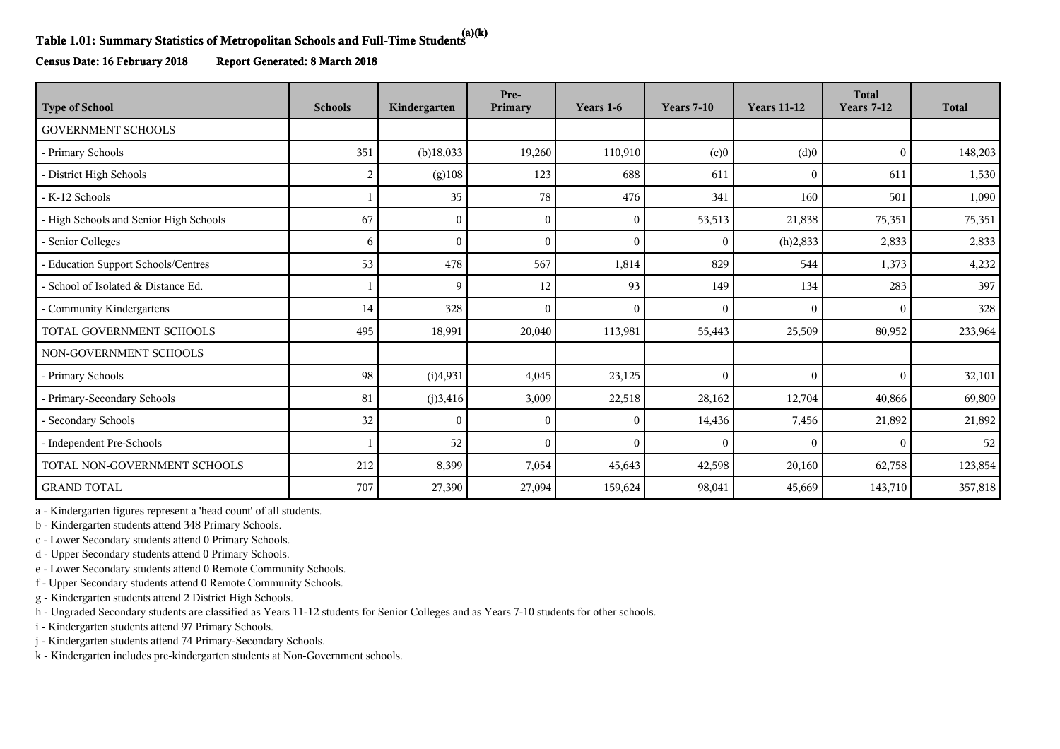**Table 1.01: Summary Statistics of Metropolitan Schools and Full-Time Students[(a)(k)]**

**Census Date: 16 February 2018 Report Generated: 8 March 2018**

| Type of School | Schools | Kindergarten | Pre-Primary | Years 1-6 | Years 7-10 | Years 11-12 | Total Years 7-12 | Total |
|---|---|---|---|---|---|---|---|---|
| GOVERNMENT SCHOOLS | | | | | | | | |
| - Primary Schools | 351 | (b)18,033 | 19,260 | 110,910 | (c)0 | (d)0 | 0 | 148,203 |
| - District High Schools | 2 | (g)108 | 123 | 688 | 611 | 0 | 611 | 1,530 |
| - K-12 Schools | 1 | 35 | 78 | 476 | 341 | 160 | 501 | 1,090 |
| - High Schools and Senior High Schools | 67 | 0 | 0 | 0 | 53,513 | 21,838 | 75,351 | 75,351 |
| - Senior Colleges | 6 | 0 | 0 | 0 | 0 | (h)2,833 | 2,833 | 2,833 |
| - Education Support Schools/Centres | 53 | 478 | 567 | 1,814 | 829 | 544 | 1,373 | 4,232 |
| - School of Isolated & Distance Ed. | 1 | 9 | 12 | 93 | 149 | 134 | 283 | 397 |
| - Community Kindergartens | 14 | 328 | 0 | 0 | 0 | 0 | 0 | 328 |
| TOTAL GOVERNMENT SCHOOLS | 495 | 18,991 | 20,040 | 113,981 | 55,443 | 25,509 | 80,952 | 233,964 |
| NON-GOVERNMENT SCHOOLS | | | | | | | | |
| - Primary Schools | 98 | (i)4,931 | 4,045 | 23,125 | 0 | 0 | 0 | 32,101 |
| - Primary-Secondary Schools | 81 | (j)3,416 | 3,009 | 22,518 | 28,162 | 12,704 | 40,866 | 69,809 |
| - Secondary Schools | 32 | 0 | 0 | 0 | 14,436 | 7,456 | 21,892 | 21,892 |
| - Independent Pre-Schools | 1 | 52 | 0 | 0 | 0 | 0 | 0 | 52 |
| TOTAL NON-GOVERNMENT SCHOOLS | 212 | 8,399 | 7,054 | 45,643 | 42,598 | 20,160 | 62,758 | 123,854 |
| GRAND TOTAL | 707 | 27,390 | 27,094 | 159,624 | 98,041 | 45,669 | 143,710 | 357,818 |

a - Kindergarten figures represent a 'head count' of all students.
b - Kindergarten students attend 348 Primary Schools.
c - Lower Secondary students attend 0 Primary Schools.
d - Upper Secondary students attend 0 Primary Schools.
e - Lower Secondary students attend 0 Remote Community Schools.
f - Upper Secondary students attend 0 Remote Community Schools.
g - Kindergarten students attend 2 District High Schools.
h - Ungraded Secondary students are classified as Years 11-12 students for Senior Colleges and as Years 7-10 students for other schools.
i - Kindergarten students attend 97 Primary Schools.
j - Kindergarten students attend 74 Primary-Secondary Schools.
k - Kindergarten includes pre-kindergarten students at Non-Government schools.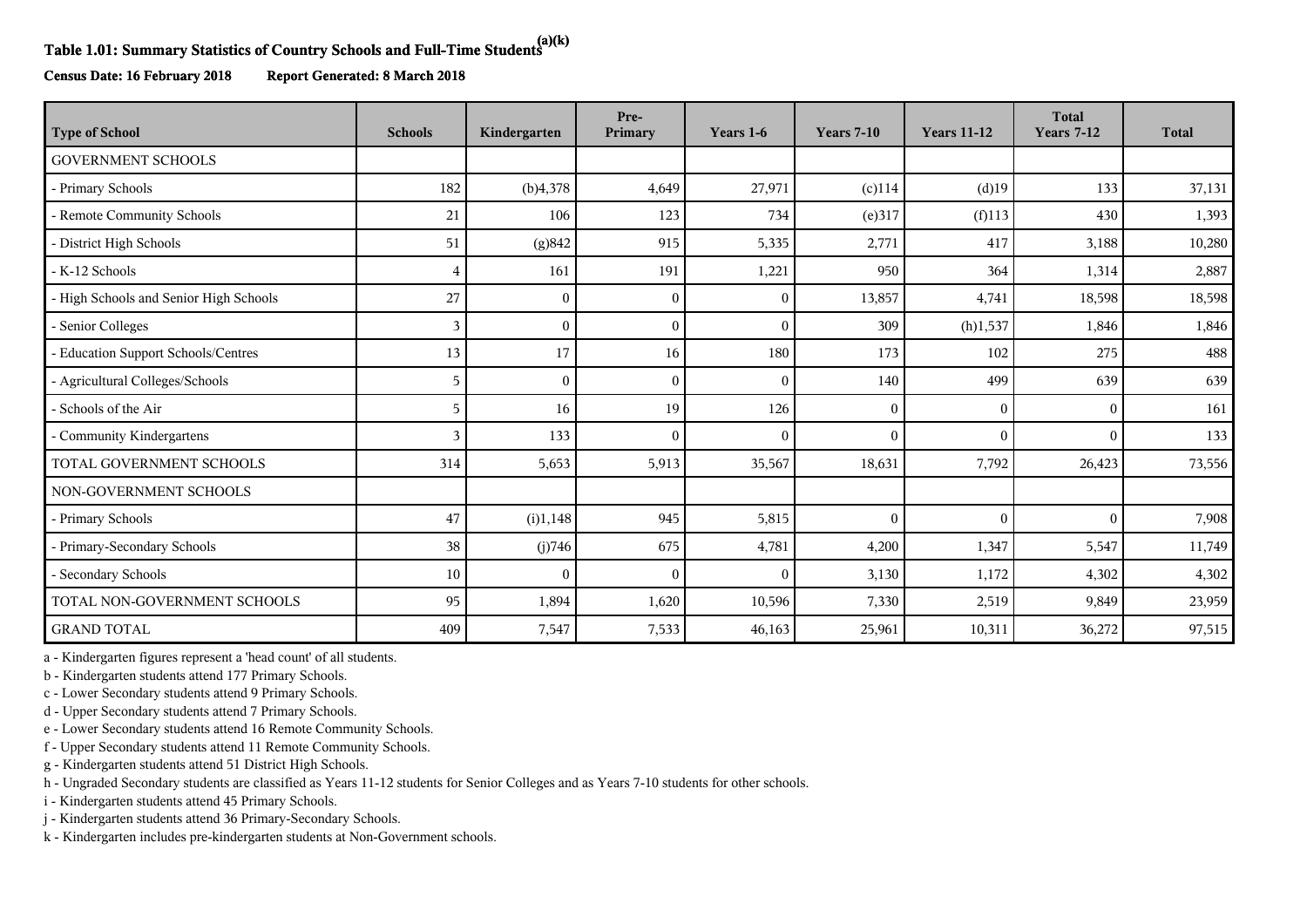**Table 1.01: Summary Statistics of Country Schools and Full-Time Students[a][k]**

**Census Date: 16 February 2018** **Report Generated: 8 March 2018**

| Type of School | Schools | Kindergarten | Pre-Primary | Years 1-6 | Years 7-10 | Years 11-12 | Total Years 7-12 | Total |
|---|---|---|---|---|---|---|---|---|
| GOVERNMENT SCHOOLS | | | | | | | | |
| - Primary Schools | 182 | (b)4,378 | 4,649 | 27,971 | (c)114 | (d)19 | 133 | 37,131 |
| - Remote Community Schools | 21 | 106 | 123 | 734 | (e)317 | (f)113 | 430 | 1,393 |
| - District High Schools | 51 | (g)842 | 915 | 5,335 | 2,771 | 417 | 3,188 | 10,280 |
| - K-12 Schools | 4 | 161 | 191 | 1,221 | 950 | 364 | 1,314 | 2,887 |
| - High Schools and Senior High Schools | 27 | 0 | 0 | 0 | 13,857 | 4,741 | 18,598 | 18,598 |
| - Senior Colleges | 3 | 0 | 0 | 0 | 309 | (h)1,537 | 1,846 | 1,846 |
| - Education Support Schools/Centres | 13 | 17 | 16 | 180 | 173 | 102 | 275 | 488 |
| - Agricultural Colleges/Schools | 5 | 0 | 0 | 0 | 140 | 499 | 639 | 639 |
| - Schools of the Air | 5 | 16 | 19 | 126 | 0 | 0 | 0 | 161 |
| - Community Kindergartens | 3 | 133 | 0 | 0 | 0 | 0 | 0 | 133 |
| TOTAL GOVERNMENT SCHOOLS | 314 | 5,653 | 5,913 | 35,567 | 18,631 | 7,792 | 26,423 | 73,556 |
| NON-GOVERNMENT SCHOOLS | | | | | | | | |
| - Primary Schools | 47 | (i)1,148 | 945 | 5,815 | 0 | 0 | 0 | 7,908 |
| - Primary-Secondary Schools | 38 | (j)746 | 675 | 4,781 | 4,200 | 1,347 | 5,547 | 11,749 |
| - Secondary Schools | 10 | 0 | 0 | 0 | 3,130 | 1,172 | 4,302 | 4,302 |
| TOTAL NON-GOVERNMENT SCHOOLS | 95 | 1,894 | 1,620 | 10,596 | 7,330 | 2,519 | 9,849 | 23,959 |
| GRAND TOTAL | 409 | 7,547 | 7,533 | 46,163 | 25,961 | 10,311 | 36,272 | 97,515 |

a - Kindergarten figures represent a 'head count' of all students.
b - Kindergarten students attend 177 Primary Schools.
c - Lower Secondary students attend 9 Primary Schools.
d - Upper Secondary students attend 7 Primary Schools.
e - Lower Secondary students attend 16 Remote Community Schools.
f - Upper Secondary students attend 11 Remote Community Schools.
g - Kindergarten students attend 51 District High Schools.
h - Ungraded Secondary students are classified as Years 11-12 students for Senior Colleges and as Years 7-10 students for other schools.
i - Kindergarten students attend 45 Primary Schools.
j - Kindergarten students attend 36 Primary-Secondary Schools.
k - Kindergarten includes pre-kindergarten students at Non-Government schools.